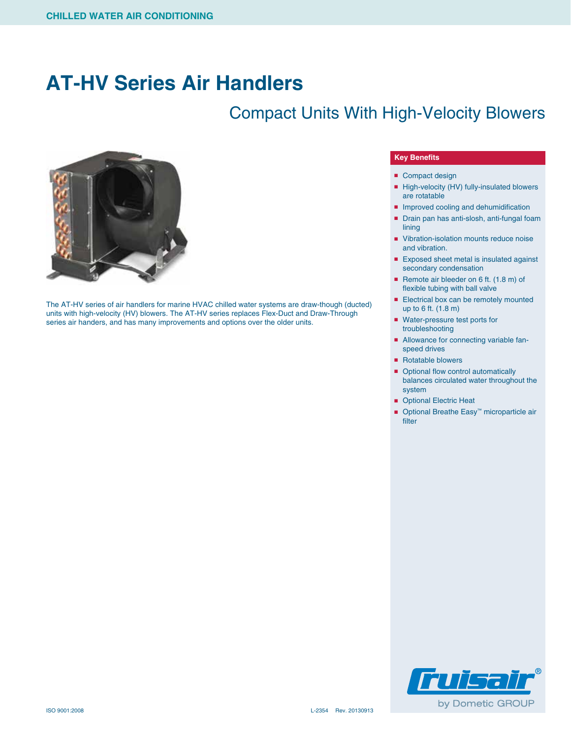CHILLED WATER AIR CONDITIONING

# AT-HV Series Air Handlers

## Compact Units With High-Velocity Blowers

The AT-HV series of air handlers for marine HVAC chilled water systems are draw-though (ducted) units with high-velocity (HV) blowers. The AT-HV series replaces Flex-Duct and Draw-Through series air handers, and has many improvements and options over the older units.

### Key Benefits

- Compact design
- High-velocity (HV) fully-insulated blowers are rotatable
- Improved cooling and dehumidification
- Drain pan has anti-slosh, anti-fungal foam lining
- Vibration-isolation mounts reduce noise and vibration.
- Exposed sheet metal is insulated against secondary condensation
- Remote air bleeder on 6 ft. (1.8 m) of flexible tubing with ball valve
- Electrical box can be remotely mounted up to 6 ft. (1.8 m)
- Water-pressure test ports for troubleshooting
- Allowance for connecting variable fan-speed drives
- Rotatable blowers
- Optional flow control automatically balances circulated water throughout the system
- Optional Electric Heat
- Optional Breathe Easy™ microparticle air filter

Cruisair® by Dometic GROUP

ISO 9001:2008

L-2354 Rev. 20130913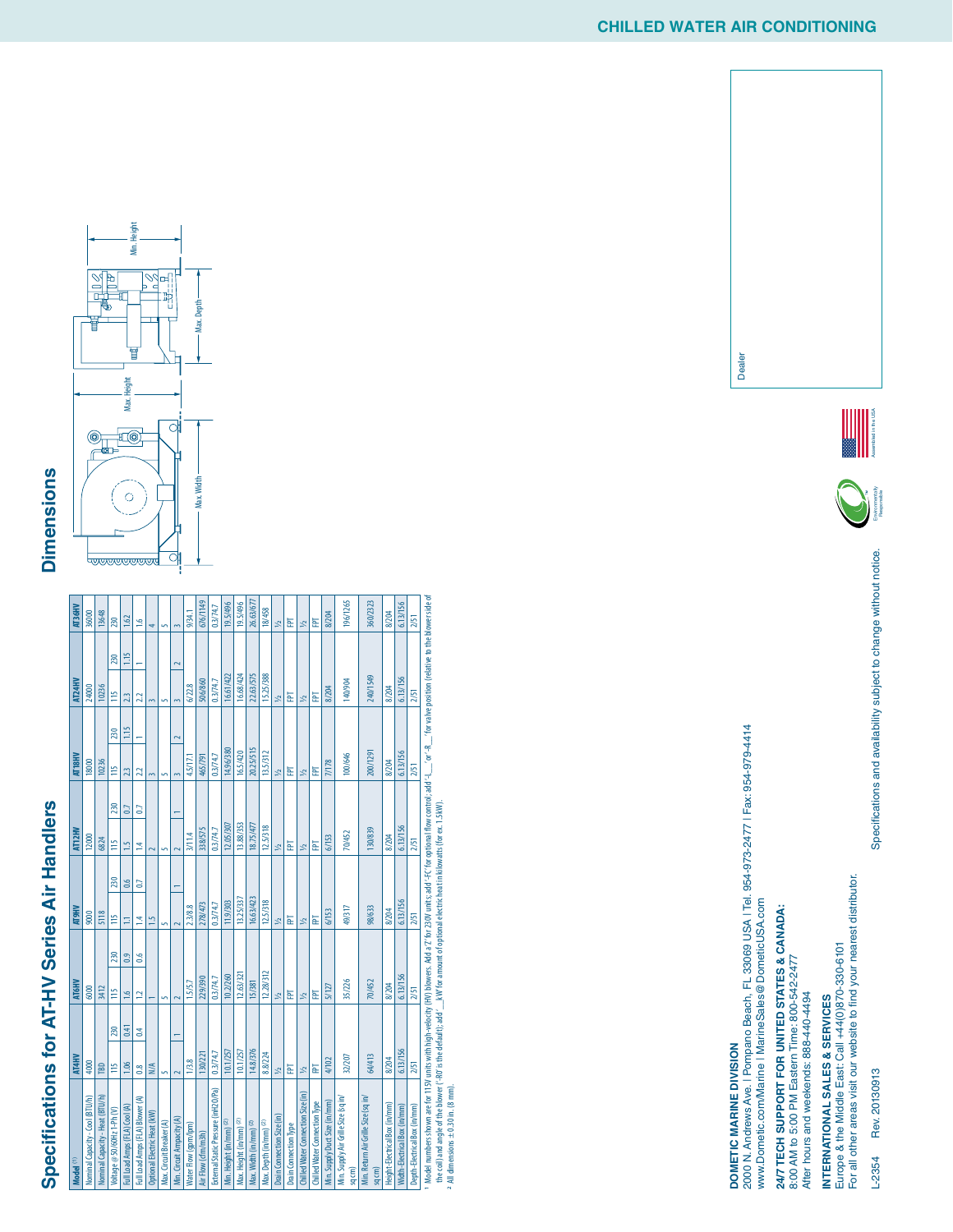# Specifications for AT-HV Series Air Handlers

| Model [1] | AT4HV | | AT6HV | | AT9HV | | AT12HV | | AT18HV | | AT24HV | | AT36HV |
|---|---|---|---|---|---|---|---|---|---|---|---|---|---|
| Nominal Capacity - Cool (BTU/h) | 4000 | | 6000 | | 9000 | | 12000 | | 18000 | | 24000 | | 36000 |
| Nominal Capacity - Heat (BTU/h) | TBD | | 3412 | | 5118 | | 6824 | | 10236 | | 10236 | | 13648 |
| Voltage @ 50/60Hz 1 Ph (V) | 115 | 230 | 115 | 230 | 115 | 230 | 115 | 230 | 115 | 230 | 115 | 230 | 230 |
| Full Load Amps (FLA) Cool (A) | 1.06 | 0.41 | 1.6 | 0.9 | 1.1 | 0.6 | 1.5 | 0.7 | 2.3 | 1.15 | 2.3 | 1.15 | 1.62 |
| Full Load Amps (FLA) Blower (A) | 0.8 | 0.4 | 1.2 | 0.6 | 1.4 | 0.7 | 1.4 | 0.7 | 2.2 | 1 | 2.2 | 1 | 1.6 |
| Optional Electric Heat (kW) | N/A | | 1 | | 1.5 | | 2 | | 3 | | 3 | | 4 |
| Max. Circuit Breaker (A) | 5 | | 5 | | 5 | | 5 | | 5 | | 5 | | 5 |
| Min. Circuit Ampacity (A) | 2 | 1 | 2 | | 2 | 1 | 2 | 1 | 3 | 2 | 3 | 2 | 3 |
| Water Flow (gpm/lpm) | 1/3.8 | | 1.5/5.7 | | 2.3/8.8 | | 3/11.4 | | 4.5/17.1 | | 6/22.8 | | 9/34.1 |
| Air Flow (cfm/m3h) | 130/221 | | 229/390 | | 278/473 | | 338/575 | | 465/791 | | 506/860 | | 676/1149 |
| External Static Pressure (inH2O/Pa) | 0.3/74.7 | | 0.3/74.7 | | 0.3/74.7 | | 0.3/74.7 | | 0.3/74.7 | | 0.3/74.7 | | 0.3/74.7 |
| Min. Height (in/mm) [2] | 10.1/257 | | 10.2/260 | | 11.9/303 | | 12.05/307 | | 14.96/380 | | 16.61/422 | | 19.5/496 |
| Max. Height (in/mm) [2] | 10.1/257 | | 12.63/321 | | 13.25/337 | | 13.88/353 | | 16.5/420 | | 16.68/424 | | 19.5/496 |
| Max. Width (in/mm) [2] | 14.8/376 | | 15/381 | | 16.63/423 | | 18.75/477 | | 20.25/515 | | 22.63/575 | | 26.63/677 |
| Max. Depth (in/mm) [2] | 8.8/224 | | 12.28/312 | | 12.5/318 | | 12.5/318 | | 13.5/312 | | 15.25/388 | | 18/458 |
| Drain Connection Size (in) | ½ | | ½ | | ½ | | ½ | | ½ | | ½ | | ½ |
| Drain Connection Type | FPT | | FPT | | FPT | | FPT | | FPT | | FPT | | FPT |
| Chilled Water Connection Size (in) | ½ | | ½ | | ½ | | ½ | | ½ | | ½ | | ½ |
| Chilled Water Connection Type | FPT | | FPT | | FPT | | FPT | | FPT | | FPT | | FPT |
| Min. Supply Duct Size (in/mm) | 4/102 | | 5/127 | | 6/153 | | 6/153 | | 7/178 | | 8/204 | | 8/204 |
| Min. Supply Air Grille Size (sq in/sq cm) | 32/207 | | 35/226 | | 49/317 | | 70/452 | | 100/646 | | 140/904 | | 196/1265 |
| Min. Return Air Grille Size (sq in/sq cm) | 64/413 | | 70/452 | | 98/633 | | 130/839 | | 200/1291 | | 240/1549 | | 360/2323 |
| Height-Electrical Box (in/mm) | 8/204 | | 8/204 | | 8/204 | | 8/204 | | 8/204 | | 8/204 | | 8/204 |
| Width-Electrical Box (in/mm) | 6.13/156 | | 6.13/156 | | 6.13/156 | | 6.13/156 | | 6.13/156 | | 6.13/156 | | 6.13/156 |
| Depth-Electrical Box (in/mm) | 2/51 | | 2/51 | | 2/51 | | 2/51 | | 2/51 | | 2/51 | | 2/51 |

[1] Model numbers shown are for 115V units with high-velocity (HV) blowers. Add a 'Z' for 230V units; add '-FC' for optional flow control; add '-L__' or '-R__' for valve position (relative to the blower side of the coil) and angle of the blower ('-R0' is the default); add '__kW' for amount of optional electric heat in kilowatts (for ex. 1.5kW).

[2] All dimensions ± 0.30 in. (8 mm).

# Dimensions

Max. Width

Max. Height

Max. Depth

Min. Height

Dealer

**DOMETIC MARINE DIVISION**
2000 N. Andrews Ave. | Pompano Beach, FL 33069 USA | Tel. 954-973-2477 | Fax: 954-979-4414
www.Dometic.com/Marine | MarineSales@DometicUSA.com

**24/7 TECH SUPPORT FOR UNITED STATES & CANADA:**
8:00 AM to 5:00 PM Eastern Time: 800-542-2477
After hours and weekends: 888-440-4494

**INTERNATIONAL SALES & SERVICES**
Europe & the Middle East: Call +44(0)870-330-6101
For all other areas visit our website to find your nearest distributor.

Environmentally Responsible

Assembled in the USA

L-2354 Rev. 20130913

Specifications and availability subject to change without notice.